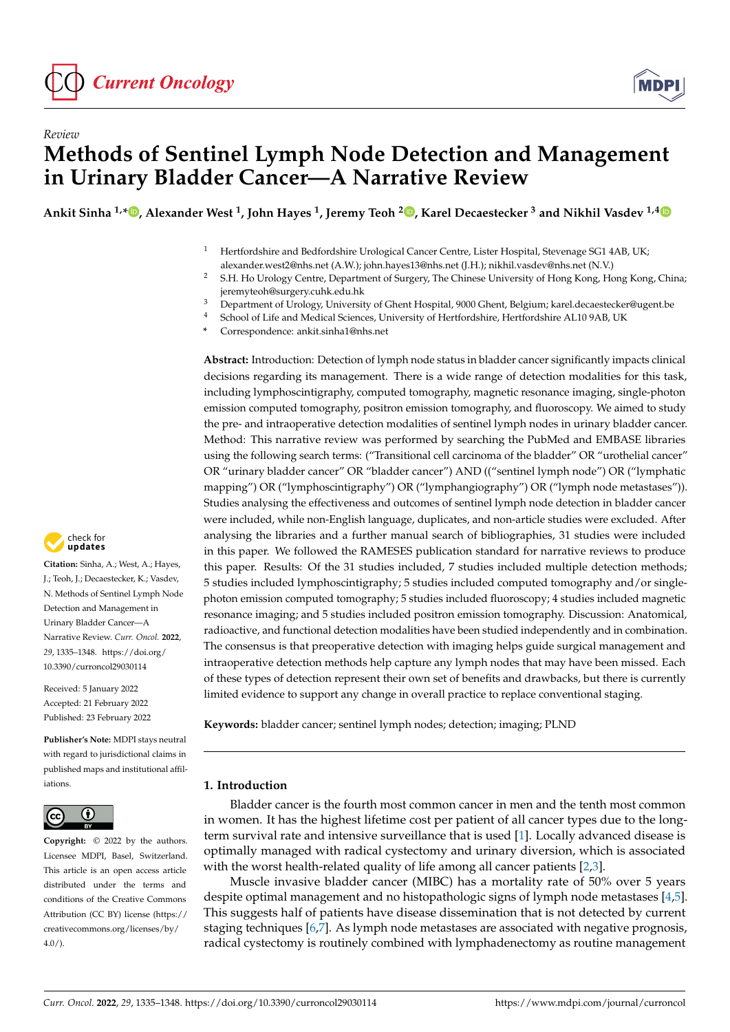*Review*

# Methods of Sentinel Lymph Node Detection and Management in Urinary Bladder Cancer—A Narrative Review

**Ankit Sinha [1,*], Alexander West [1], John Hayes [1], Jeremy Teoh [2], Karel Decaestecker [3] and Nikhil Vasdev [1,4]**

[1] Hertfordshire and Bedfordshire Urological Cancer Centre, Lister Hospital, Stevenage SG1 4AB, UK; alexander.west2@nhs.net (A.W.); john.hayes13@nhs.net (J.H.); nikhil.vasdev@nhs.net (N.V.)
[2] S.H. Ho Urology Centre, Department of Surgery, The Chinese University of Hong Kong, Hong Kong, China; jeremyteoh@surgery.cuhk.edu.hk
[3] Department of Urology, University of Ghent Hospital, 9000 Ghent, Belgium; karel.decaestecker@ugent.be
[4] School of Life and Medical Sciences, University of Hertfordshire, Hertfordshire AL10 9AB, UK
* Correspondence: ankit.sinha1@nhs.net

**Abstract:** Introduction: Detection of lymph node status in bladder cancer significantly impacts clinical decisions regarding its management. There is a wide range of detection modalities for this task, including lymphoscintigraphy, computed tomography, magnetic resonance imaging, single-photon emission computed tomography, positron emission tomography, and fluoroscopy. We aimed to study the pre- and intraoperative detection modalities of sentinel lymph nodes in urinary bladder cancer. Method: This narrative review was performed by searching the PubMed and EMBASE libraries using the following search terms: ("Transitional cell carcinoma of the bladder" OR "urothelial cancer" OR "urinary bladder cancer" OR "bladder cancer") AND (("sentinel lymph node") OR ("lymphatic mapping") OR ("lymphoscintigraphy") OR ("lymphangiography") OR ("lymph node metastases")). Studies analysing the effectiveness and outcomes of sentinel lymph node detection in bladder cancer were included, while non-English language, duplicates, and non-article studies were excluded. After analysing the libraries and a further manual search of bibliographies, 31 studies were included in this paper. We followed the RAMESES publication standard for narrative reviews to produce this paper. Results: Of the 31 studies included, 7 studies included multiple detection methods; 5 studies included lymphoscintigraphy; 5 studies included computed tomography and/or single-photon emission computed tomography; 5 studies included fluoroscopy; 4 studies included magnetic resonance imaging; and 5 studies included positron emission tomography. Discussion: Anatomical, radioactive, and functional detection modalities have been studied independently and in combination. The consensus is that preoperative detection with imaging helps guide surgical management and intraoperative detection methods help capture any lymph nodes that may have been missed. Each of these types of detection represent their own set of benefits and drawbacks, but there is currently limited evidence to support any change in overall practice to replace conventional staging.

**Keywords:** bladder cancer; sentinel lymph nodes; detection; imaging; PLND

**Citation:** Sinha, A.; West, A.; Hayes, J.; Teoh, J.; Decaestecker, K.; Vasdev, N. Methods of Sentinel Lymph Node Detection and Management in Urinary Bladder Cancer—A Narrative Review. *Curr. Oncol.* **2022**, *29*, 1335–1348. https://doi.org/10.3390/curroncol29030114

Received: 5 January 2022
Accepted: 21 February 2022
Published: 23 February 2022

**Publisher's Note:** MDPI stays neutral with regard to jurisdictional claims in published maps and institutional affiliations.

**Copyright:** © 2022 by the authors. Licensee MDPI, Basel, Switzerland. This article is an open access article distributed under the terms and conditions of the Creative Commons Attribution (CC BY) license (https://creativecommons.org/licenses/by/4.0/).

## 1. Introduction

Bladder cancer is the fourth most common cancer in men and the tenth most common in women. It has the highest lifetime cost per patient of all cancer types due to the long-term survival rate and intensive surveillance that is used [1]. Locally advanced disease is optimally managed with radical cystectomy and urinary diversion, which is associated with the worst health-related quality of life among all cancer patients [2,3].

Muscle invasive bladder cancer (MIBC) has a mortality rate of 50% over 5 years despite optimal management and no histopathologic signs of lymph node metastases [4,5]. This suggests half of patients have disease dissemination that is not detected by current staging techniques [6,7]. As lymph node metastases are associated with negative prognosis, radical cystectomy is routinely combined with lymphadenectomy as routine management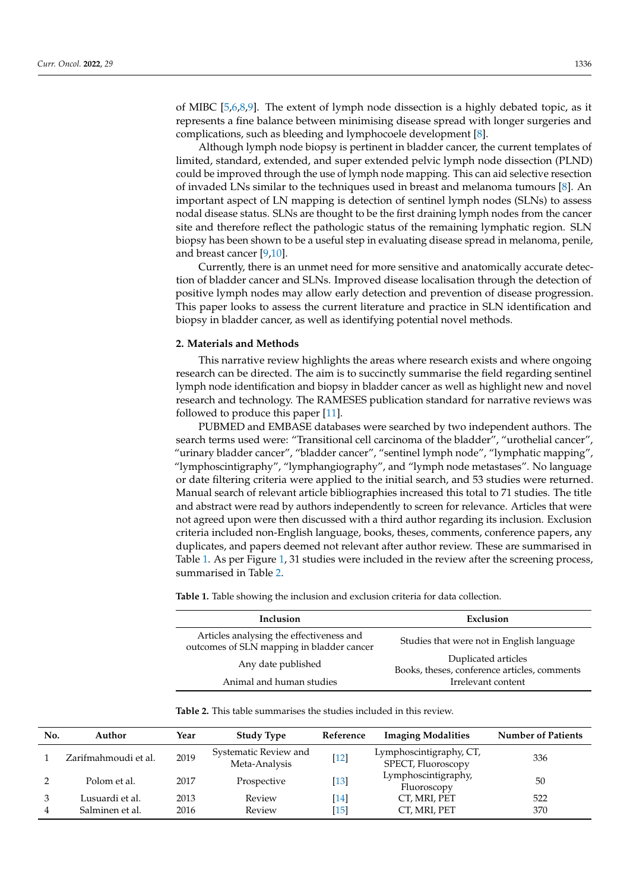of MIBC [5,6,8,9]. The extent of lymph node dissection is a highly debated topic, as it represents a fine balance between minimising disease spread with longer surgeries and complications, such as bleeding and lymphocoele development [8].

Although lymph node biopsy is pertinent in bladder cancer, the current templates of limited, standard, extended, and super extended pelvic lymph node dissection (PLND) could be improved through the use of lymph node mapping. This can aid selective resection of invaded LNs similar to the techniques used in breast and melanoma tumours [8]. An important aspect of LN mapping is detection of sentinel lymph nodes (SLNs) to assess nodal disease status. SLNs are thought to be the first draining lymph nodes from the cancer site and therefore reflect the pathologic status of the remaining lymphatic region. SLN biopsy has been shown to be a useful step in evaluating disease spread in melanoma, penile, and breast cancer [9,10].

Currently, there is an unmet need for more sensitive and anatomically accurate detection of bladder cancer and SLNs. Improved disease localisation through the detection of positive lymph nodes may allow early detection and prevention of disease progression. This paper looks to assess the current literature and practice in SLN identification and biopsy in bladder cancer, as well as identifying potential novel methods.

## 2. Materials and Methods

This narrative review highlights the areas where research exists and where ongoing research can be directed. The aim is to succinctly summarise the field regarding sentinel lymph node identification and biopsy in bladder cancer as well as highlight new and novel research and technology. The RAMESES publication standard for narrative reviews was followed to produce this paper [11].

PUBMED and EMBASE databases were searched by two independent authors. The search terms used were: "Transitional cell carcinoma of the bladder", "urothelial cancer", "urinary bladder cancer", "bladder cancer", "sentinel lymph node", "lymphatic mapping", "lymphoscintigraphy", "lymphangiography", and "lymph node metastases". No language or date filtering criteria were applied to the initial search, and 53 studies were returned. Manual search of relevant article bibliographies increased this total to 71 studies. The title and abstract were read by authors independently to screen for relevance. Articles that were not agreed upon were then discussed with a third author regarding its inclusion. Exclusion criteria included non-English language, books, theses, comments, conference papers, any duplicates, and papers deemed not relevant after author review. These are summarised in Table 1. As per Figure 1, 31 studies were included in the review after the screening process, summarised in Table 2.

**Table 1.** Table showing the inclusion and exclusion criteria for data collection.

| Inclusion | Exclusion |
|---|---|
| Articles analysing the effectiveness and outcomes of SLN mapping in bladder cancer | Studies that were not in English language |
| Any date published | Duplicated articles<br>Books, theses, conference articles, comments |
| Animal and human studies | Irrelevant content |

**Table 2.** This table summarises the studies included in this review.

| No. | Author | Year | Study Type | Reference | Imaging Modalities | Number of Patients |
|---|---|---|---|---|---|---|
| 1 | Zarifmahmoudi et al. | 2019 | Systematic Review and Meta-Analysis | [12] | Lymphoscintigraphy, CT, SPECT, Fluoroscopy | 336 |
| 2 | Polom et al. | 2017 | Prospective | [13] | Lymphoscintigraphy, Fluoroscopy | 50 |
| 3 | Lusuardi et al. | 2013 | Review | [14] | CT, MRI, PET | 522 |
| 4 | Salminen et al. | 2016 | Review | [15] | CT, MRI, PET | 370 |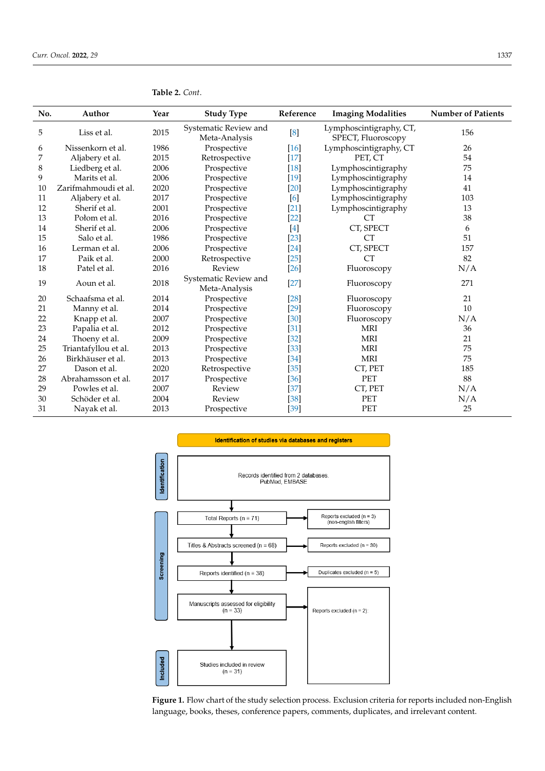**Table 2.** *Cont.*

| No. | Author | Year | Study Type | Reference | Imaging Modalities | Number of Patients |
|---|---|---|---|---|---|---|
| 5 | Liss et al. | 2015 | Systematic Review and Meta-Analysis | [8] | Lymphoscintigraphy, CT, SPECT, Fluoroscopy | 156 |
| 6 | Nissenkorn et al. | 1986 | Prospective | [16] | Lymphoscintigraphy, CT | 26 |
| 7 | Aljabery et al. | 2015 | Retrospective | [17] | PET, CT | 54 |
| 8 | Liedberg et al. | 2006 | Prospective | [18] | Lymphoscintigraphy | 75 |
| 9 | Marits et al. | 2006 | Prospective | [19] | Lymphoscintigraphy | 14 |
| 10 | Zarifmahmoudi et al. | 2020 | Prospective | [20] | Lymphoscintigraphy | 41 |
| 11 | Aljabery et al. | 2017 | Prospective | [6] | Lymphoscintigraphy | 103 |
| 12 | Sherif et al. | 2001 | Prospective | [21] | Lymphoscintigraphy | 13 |
| 13 | Połom et al. | 2016 | Prospective | [22] | CT | 38 |
| 14 | Sherif et al. | 2006 | Prospective | [4] | CT, SPECT | 6 |
| 15 | Salo et al. | 1986 | Prospective | [23] | CT | 51 |
| 16 | Lerman et al. | 2006 | Prospective | [24] | CT, SPECT | 157 |
| 17 | Paik et al. | 2000 | Retrospective | [25] | CT | 82 |
| 18 | Patel et al. | 2016 | Review | [26] | Fluoroscopy | N/A |
| 19 | Aoun et al. | 2018 | Systematic Review and Meta-Analysis | [27] | Fluoroscopy | 271 |
| 20 | Schaafsma et al. | 2014 | Prospective | [28] | Fluoroscopy | 21 |
| 21 | Manny et al. | 2014 | Prospective | [29] | Fluoroscopy | 10 |
| 22 | Knapp et al. | 2007 | Prospective | [30] | Fluoroscopy | N/A |
| 23 | Papalia et al. | 2012 | Prospective | [31] | MRI | 36 |
| 24 | Thoeny et al. | 2009 | Prospective | [32] | MRI | 21 |
| 25 | Triantafyllou et al. | 2013 | Prospective | [33] | MRI | 75 |
| 26 | Birkhäuser et al. | 2013 | Prospective | [34] | MRI | 75 |
| 27 | Dason et al. | 2020 | Retrospective | [35] | CT, PET | 185 |
| 28 | Abrahamsson et al. | 2017 | Prospective | [36] | PET | 88 |
| 29 | Powles et al. | 2007 | Review | [37] | CT, PET | N/A |
| 30 | Schöder et al. | 2004 | Review | [38] | PET | N/A |
| 31 | Nayak et al. | 2013 | Prospective | [39] | PET | 25 |

Identification of studies via databases and registers

- Identification: Records identified from 2 databases. PubMed, EMBASE
- Screening:
  - Total Reports (n = 71) → Reports excluded (n = 3) (non-english filters)
  - Titles & Abstracts screened (n = 68) → Reports excluded (n = 30)
  - Reports identified (n = 38) → Duplicates excluded (n = 5)
  - Manuscripts assessed for eligibility (n = 33) → Reports excluded (n = 2):
- Included: Studies included in review (n = 31)

**Figure 1.** Flow chart of the study selection process. Exclusion criteria for reports included non-English language, books, theses, conference papers, comments, duplicates, and irrelevant content.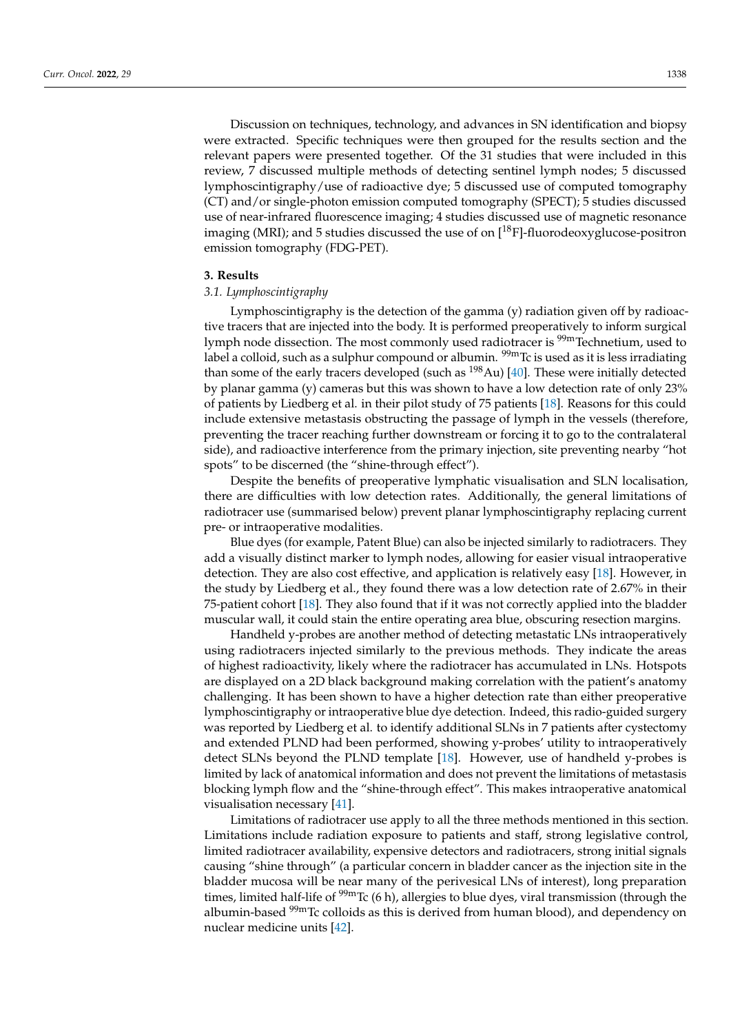Discussion on techniques, technology, and advances in SN identification and biopsy were extracted. Specific techniques were then grouped for the results section and the relevant papers were presented together. Of the 31 studies that were included in this review, 7 discussed multiple methods of detecting sentinel lymph nodes; 5 discussed lymphoscintigraphy/use of radioactive dye; 5 discussed use of computed tomography (CT) and/or single-photon emission computed tomography (SPECT); 5 studies discussed use of near-infrared fluorescence imaging; 4 studies discussed use of magnetic resonance imaging (MRI); and 5 studies discussed the use of on [$^{18}$F]-fluorodeoxyglucose-positron emission tomography (FDG-PET).

## 3. Results

### *3.1. Lymphoscintigraphy*

Lymphoscintigraphy is the detection of the gamma (y) radiation given off by radioactive tracers that are injected into the body. It is performed preoperatively to inform surgical lymph node dissection. The most commonly used radiotracer is $^{99m}$Technetium, used to label a colloid, such as a sulphur compound or albumin. $^{99m}$Tc is used as it is less irradiating than some of the early tracers developed (such as $^{198}$Au) [40]. These were initially detected by planar gamma (y) cameras but this was shown to have a low detection rate of only 23% of patients by Liedberg et al. in their pilot study of 75 patients [18]. Reasons for this could include extensive metastasis obstructing the passage of lymph in the vessels (therefore, preventing the tracer reaching further downstream or forcing it to go to the contralateral side), and radioactive interference from the primary injection, site preventing nearby "hot spots" to be discerned (the "shine-through effect").

Despite the benefits of preoperative lymphatic visualisation and SLN localisation, there are difficulties with low detection rates. Additionally, the general limitations of radiotracer use (summarised below) prevent planar lymphoscintigraphy replacing current pre- or intraoperative modalities.

Blue dyes (for example, Patent Blue) can also be injected similarly to radiotracers. They add a visually distinct marker to lymph nodes, allowing for easier visual intraoperative detection. They are also cost effective, and application is relatively easy [18]. However, in the study by Liedberg et al., they found there was a low detection rate of 2.67% in their 75-patient cohort [18]. They also found that if it was not correctly applied into the bladder muscular wall, it could stain the entire operating area blue, obscuring resection margins.

Handheld y-probes are another method of detecting metastatic LNs intraoperatively using radiotracers injected similarly to the previous methods. They indicate the areas of highest radioactivity, likely where the radiotracer has accumulated in LNs. Hotspots are displayed on a 2D black background making correlation with the patient's anatomy challenging. It has been shown to have a higher detection rate than either preoperative lymphoscintigraphy or intraoperative blue dye detection. Indeed, this radio-guided surgery was reported by Liedberg et al. to identify additional SLNs in 7 patients after cystectomy and extended PLND had been performed, showing y-probes' utility to intraoperatively detect SLNs beyond the PLND template [18]. However, use of handheld y-probes is limited by lack of anatomical information and does not prevent the limitations of metastasis blocking lymph flow and the "shine-through effect". This makes intraoperative anatomical visualisation necessary [41].

Limitations of radiotracer use apply to all the three methods mentioned in this section. Limitations include radiation exposure to patients and staff, strong legislative control, limited radiotracer availability, expensive detectors and radiotracers, strong initial signals causing "shine through" (a particular concern in bladder cancer as the injection site in the bladder mucosa will be near many of the perivesical LNs of interest), long preparation times, limited half-life of $^{99m}$Tc (6 h), allergies to blue dyes, viral transmission (through the albumin-based $^{99m}$Tc colloids as this is derived from human blood), and dependency on nuclear medicine units [42].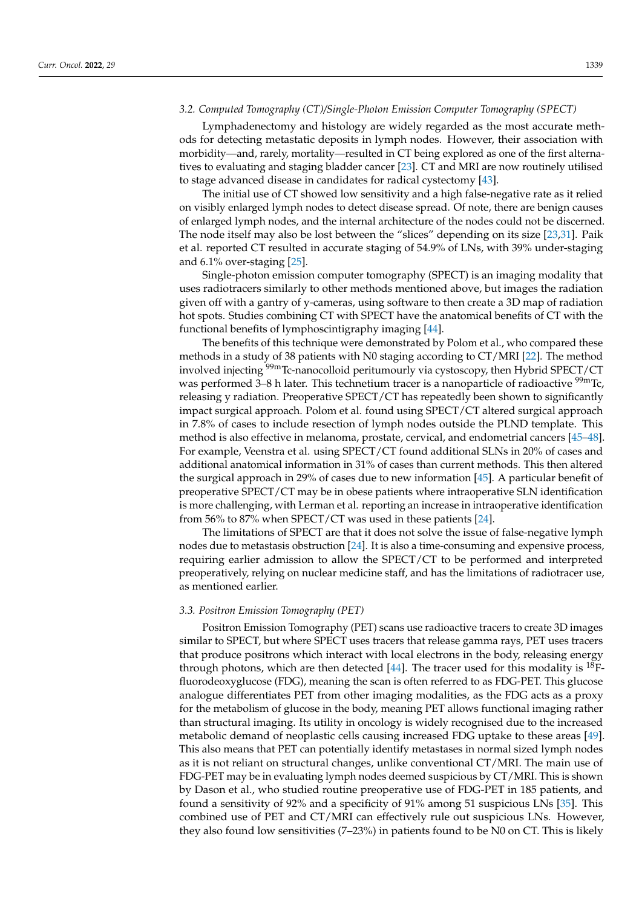### 3.2. Computed Tomography (CT)/Single-Photon Emission Computer Tomography (SPECT)

Lymphadenectomy and histology are widely regarded as the most accurate methods for detecting metastatic deposits in lymph nodes. However, their association with morbidity—and, rarely, mortality—resulted in CT being explored as one of the first alternatives to evaluating and staging bladder cancer [23]. CT and MRI are now routinely utilised to stage advanced disease in candidates for radical cystectomy [43].

The initial use of CT showed low sensitivity and a high false-negative rate as it relied on visibly enlarged lymph nodes to detect disease spread. Of note, there are benign causes of enlarged lymph nodes, and the internal architecture of the nodes could not be discerned. The node itself may also be lost between the "slices" depending on its size [23,31]. Paik et al. reported CT resulted in accurate staging of 54.9% of LNs, with 39% under-staging and 6.1% over-staging [25].

Single-photon emission computer tomography (SPECT) is an imaging modality that uses radiotracers similarly to other methods mentioned above, but images the radiation given off with a gantry of y-cameras, using software to then create a 3D map of radiation hot spots. Studies combining CT with SPECT have the anatomical benefits of CT with the functional benefits of lymphoscintigraphy imaging [44].

The benefits of this technique were demonstrated by Polom et al., who compared these methods in a study of 38 patients with N0 staging according to CT/MRI [22]. The method involved injecting $^{99m}$Tc-nanocolloid peritumourly via cystoscopy, then Hybrid SPECT/CT was performed 3–8 h later. This technetium tracer is a nanoparticle of radioactive $^{99m}$Tc, releasing y radiation. Preoperative SPECT/CT has repeatedly been shown to significantly impact surgical approach. Polom et al. found using SPECT/CT altered surgical approach in 7.8% of cases to include resection of lymph nodes outside the PLND template. This method is also effective in melanoma, prostate, cervical, and endometrial cancers [45–48]. For example, Veenstra et al. using SPECT/CT found additional SLNs in 20% of cases and additional anatomical information in 31% of cases than current methods. This then altered the surgical approach in 29% of cases due to new information [45]. A particular benefit of preoperative SPECT/CT may be in obese patients where intraoperative SLN identification is more challenging, with Lerman et al. reporting an increase in intraoperative identification from 56% to 87% when SPECT/CT was used in these patients [24].

The limitations of SPECT are that it does not solve the issue of false-negative lymph nodes due to metastasis obstruction [24]. It is also a time-consuming and expensive process, requiring earlier admission to allow the SPECT/CT to be performed and interpreted preoperatively, relying on nuclear medicine staff, and has the limitations of radiotracer use, as mentioned earlier.

### 3.3. Positron Emission Tomography (PET)

Positron Emission Tomography (PET) scans use radioactive tracers to create 3D images similar to SPECT, but where SPECT uses tracers that release gamma rays, PET uses tracers that produce positrons which interact with local electrons in the body, releasing energy through photons, which are then detected [44]. The tracer used for this modality is $^{18}$F-fluorodeoxyglucose (FDG), meaning the scan is often referred to as FDG-PET. This glucose analogue differentiates PET from other imaging modalities, as the FDG acts as a proxy for the metabolism of glucose in the body, meaning PET allows functional imaging rather than structural imaging. Its utility in oncology is widely recognised due to the increased metabolic demand of neoplastic cells causing increased FDG uptake to these areas [49]. This also means that PET can potentially identify metastases in normal sized lymph nodes as it is not reliant on structural changes, unlike conventional CT/MRI. The main use of FDG-PET may be in evaluating lymph nodes deemed suspicious by CT/MRI. This is shown by Dason et al., who studied routine preoperative use of FDG-PET in 185 patients, and found a sensitivity of 92% and a specificity of 91% among 51 suspicious LNs [35]. This combined use of PET and CT/MRI can effectively rule out suspicious LNs. However, they also found low sensitivities (7–23%) in patients found to be N0 on CT. This is likely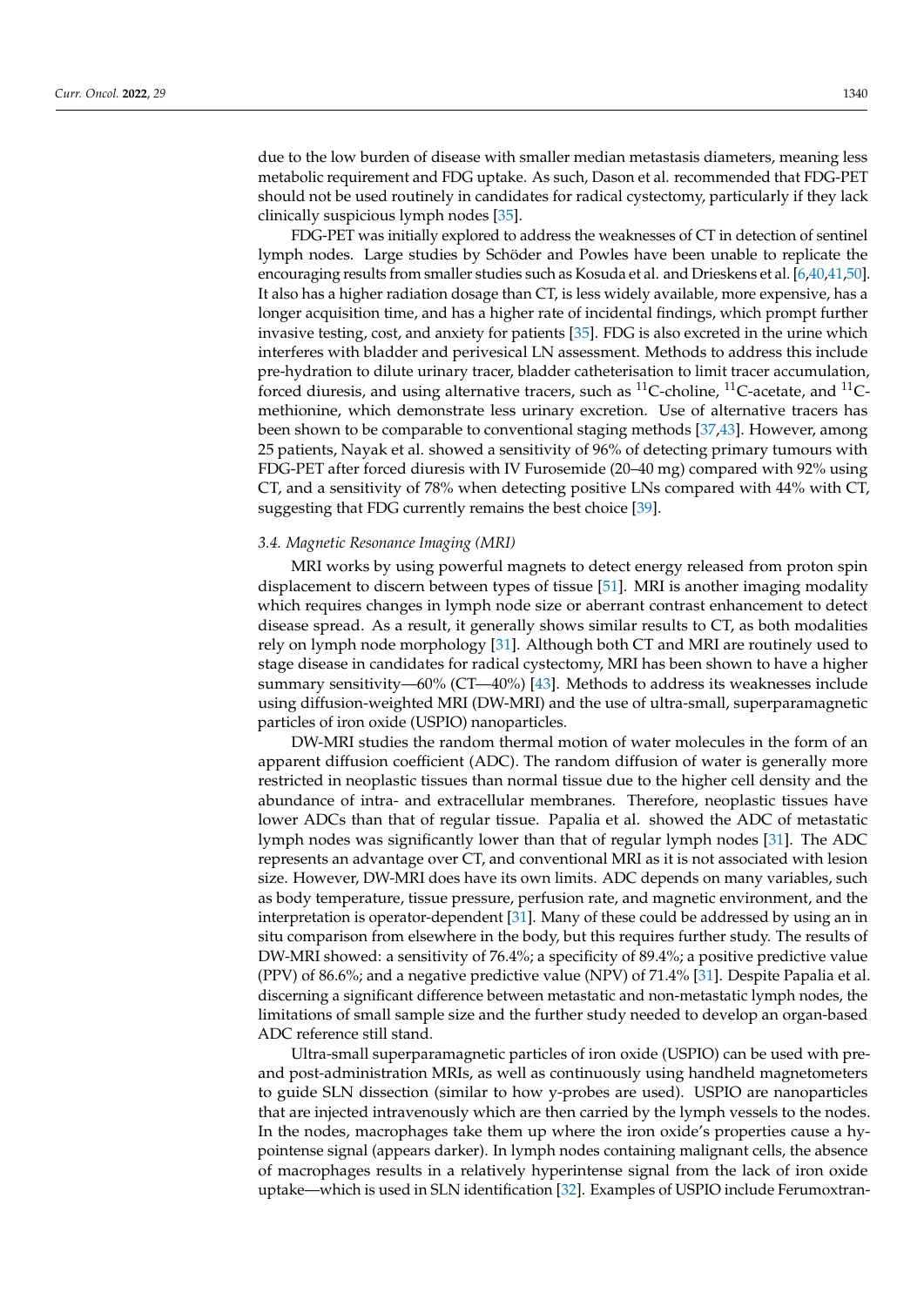due to the low burden of disease with smaller median metastasis diameters, meaning less metabolic requirement and FDG uptake. As such, Dason et al. recommended that FDG-PET should not be used routinely in candidates for radical cystectomy, particularly if they lack clinically suspicious lymph nodes [35].

FDG-PET was initially explored to address the weaknesses of CT in detection of sentinel lymph nodes. Large studies by Schöder and Powles have been unable to replicate the encouraging results from smaller studies such as Kosuda et al. and Drieskens et al. [6,40,41,50]. It also has a higher radiation dosage than CT, is less widely available, more expensive, has a longer acquisition time, and has a higher rate of incidental findings, which prompt further invasive testing, cost, and anxiety for patients [35]. FDG is also excreted in the urine which interferes with bladder and perivesical LN assessment. Methods to address this include pre-hydration to dilute urinary tracer, bladder catheterisation to limit tracer accumulation, forced diuresis, and using alternative tracers, such as $^{11}$C-choline, $^{11}$C-acetate, and $^{11}$C-methionine, which demonstrate less urinary excretion. Use of alternative tracers has been shown to be comparable to conventional staging methods [37,43]. However, among 25 patients, Nayak et al. showed a sensitivity of 96% of detecting primary tumours with FDG-PET after forced diuresis with IV Furosemide (20–40 mg) compared with 92% using CT, and a sensitivity of 78% when detecting positive LNs compared with 44% with CT, suggesting that FDG currently remains the best choice [39].

### *3.4. Magnetic Resonance Imaging (MRI)*

MRI works by using powerful magnets to detect energy released from proton spin displacement to discern between types of tissue [51]. MRI is another imaging modality which requires changes in lymph node size or aberrant contrast enhancement to detect disease spread. As a result, it generally shows similar results to CT, as both modalities rely on lymph node morphology [31]. Although both CT and MRI are routinely used to stage disease in candidates for radical cystectomy, MRI has been shown to have a higher summary sensitivity—60% (CT—40%) [43]. Methods to address its weaknesses include using diffusion-weighted MRI (DW-MRI) and the use of ultra-small, superparamagnetic particles of iron oxide (USPIO) nanoparticles.

DW-MRI studies the random thermal motion of water molecules in the form of an apparent diffusion coefficient (ADC). The random diffusion of water is generally more restricted in neoplastic tissues than normal tissue due to the higher cell density and the abundance of intra- and extracellular membranes. Therefore, neoplastic tissues have lower ADCs than that of regular tissue. Papalia et al. showed the ADC of metastatic lymph nodes was significantly lower than that of regular lymph nodes [31]. The ADC represents an advantage over CT, and conventional MRI as it is not associated with lesion size. However, DW-MRI does have its own limits. ADC depends on many variables, such as body temperature, tissue pressure, perfusion rate, and magnetic environment, and the interpretation is operator-dependent [31]. Many of these could be addressed by using an in situ comparison from elsewhere in the body, but this requires further study. The results of DW-MRI showed: a sensitivity of 76.4%; a specificity of 89.4%; a positive predictive value (PPV) of 86.6%; and a negative predictive value (NPV) of 71.4% [31]. Despite Papalia et al. discerning a significant difference between metastatic and non-metastatic lymph nodes, the limitations of small sample size and the further study needed to develop an organ-based ADC reference still stand.

Ultra-small superparamagnetic particles of iron oxide (USPIO) can be used with pre- and post-administration MRIs, as well as continuously using handheld magnetometers to guide SLN dissection (similar to how y-probes are used). USPIO are nanoparticles that are injected intravenously which are then carried by the lymph vessels to the nodes. In the nodes, macrophages take them up where the iron oxide's properties cause a hypointense signal (appears darker). In lymph nodes containing malignant cells, the absence of macrophages results in a relatively hyperintense signal from the lack of iron oxide uptake—which is used in SLN identification [32]. Examples of USPIO include Ferumoxtran-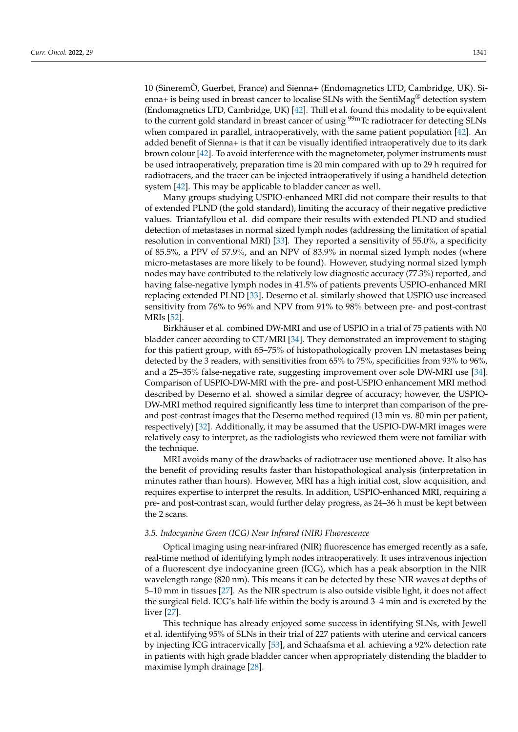10 (SineremÒ, Guerbet, France) and Sienna+ (Endomagnetics LTD, Cambridge, UK). Sienna+ is being used in breast cancer to localise SLNs with the SentiMag® detection system (Endomagnetics LTD, Cambridge, UK) [42]. Thill et al. found this modality to be equivalent to the current gold standard in breast cancer of using $^{99m}$Tc radiotracer for detecting SLNs when compared in parallel, intraoperatively, with the same patient population [42]. An added benefit of Sienna+ is that it can be visually identified intraoperatively due to its dark brown colour [42]. To avoid interference with the magnetometer, polymer instruments must be used intraoperatively, preparation time is 20 min compared with up to 29 h required for radiotracers, and the tracer can be injected intraoperatively if using a handheld detection system [42]. This may be applicable to bladder cancer as well.

Many groups studying USPIO-enhanced MRI did not compare their results to that of extended PLND (the gold standard), limiting the accuracy of their negative predictive values. Triantafyllou et al. did compare their results with extended PLND and studied detection of metastases in normal sized lymph nodes (addressing the limitation of spatial resolution in conventional MRI) [33]. They reported a sensitivity of 55.0%, a specificity of 85.5%, a PPV of 57.9%, and an NPV of 83.9% in normal sized lymph nodes (where micro-metastases are more likely to be found). However, studying normal sized lymph nodes may have contributed to the relatively low diagnostic accuracy (77.3%) reported, and having false-negative lymph nodes in 41.5% of patients prevents USPIO-enhanced MRI replacing extended PLND [33]. Deserno et al. similarly showed that USPIO use increased sensitivity from 76% to 96% and NPV from 91% to 98% between pre- and post-contrast MRIs [52].

Birkhäuser et al. combined DW-MRI and use of USPIO in a trial of 75 patients with N0 bladder cancer according to CT/MRI [34]. They demonstrated an improvement to staging for this patient group, with 65–75% of histopathologically proven LN metastases being detected by the 3 readers, with sensitivities from 65% to 75%, specificities from 93% to 96%, and a 25–35% false-negative rate, suggesting improvement over sole DW-MRI use [34]. Comparison of USPIO-DW-MRI with the pre- and post-USPIO enhancement MRI method described by Deserno et al. showed a similar degree of accuracy; however, the USPIO-DW-MRI method required significantly less time to interpret than comparison of the pre- and post-contrast images that the Deserno method required (13 min vs. 80 min per patient, respectively) [32]. Additionally, it may be assumed that the USPIO-DW-MRI images were relatively easy to interpret, as the radiologists who reviewed them were not familiar with the technique.

MRI avoids many of the drawbacks of radiotracer use mentioned above. It also has the benefit of providing results faster than histopathological analysis (interpretation in minutes rather than hours). However, MRI has a high initial cost, slow acquisition, and requires expertise to interpret the results. In addition, USPIO-enhanced MRI, requiring a pre- and post-contrast scan, would further delay progress, as 24–36 h must be kept between the 2 scans.

### *3.5. Indocyanine Green (ICG) Near Infrared (NIR) Fluorescence*

Optical imaging using near-infrared (NIR) fluorescence has emerged recently as a safe, real-time method of identifying lymph nodes intraoperatively. It uses intravenous injection of a fluorescent dye indocyanine green (ICG), which has a peak absorption in the NIR wavelength range (820 nm). This means it can be detected by these NIR waves at depths of 5–10 mm in tissues [27]. As the NIR spectrum is also outside visible light, it does not affect the surgical field. ICG's half-life within the body is around 3–4 min and is excreted by the liver [27].

This technique has already enjoyed some success in identifying SLNs, with Jewell et al. identifying 95% of SLNs in their trial of 227 patients with uterine and cervical cancers by injecting ICG intracervically [53], and Schaafsma et al. achieving a 92% detection rate in patients with high grade bladder cancer when appropriately distending the bladder to maximise lymph drainage [28].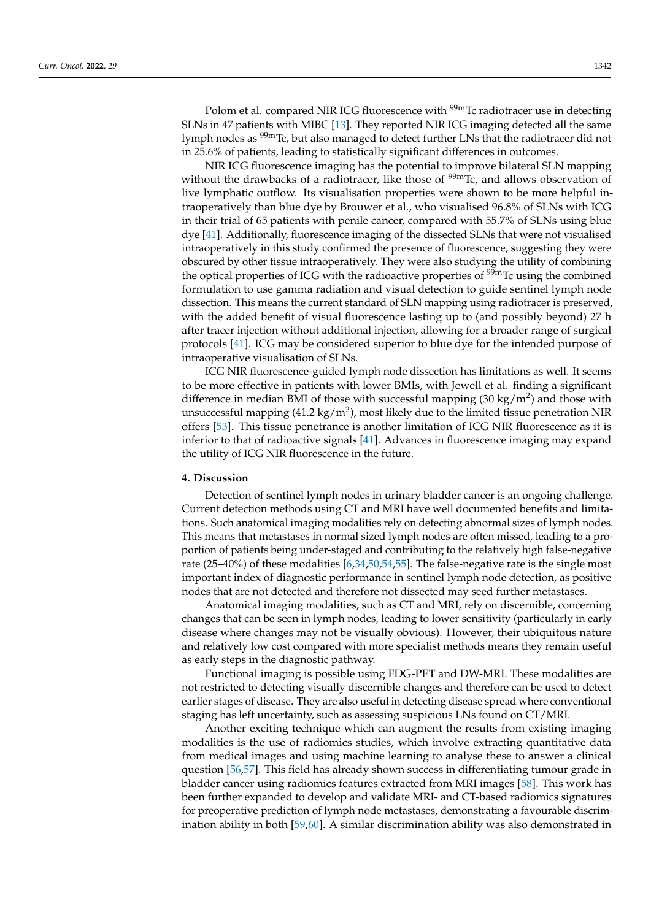Polom et al. compared NIR ICG fluorescence with $^{99m}$Tc radiotracer use in detecting SLNs in 47 patients with MIBC [13]. They reported NIR ICG imaging detected all the same lymph nodes as $^{99m}$Tc, but also managed to detect further LNs that the radiotracer did not in 25.6% of patients, leading to statistically significant differences in outcomes.

NIR ICG fluorescence imaging has the potential to improve bilateral SLN mapping without the drawbacks of a radiotracer, like those of $^{99m}$Tc, and allows observation of live lymphatic outflow. Its visualisation properties were shown to be more helpful intraoperatively than blue dye by Brouwer et al., who visualised 96.8% of SLNs with ICG in their trial of 65 patients with penile cancer, compared with 55.7% of SLNs using blue dye [41]. Additionally, fluorescence imaging of the dissected SLNs that were not visualised intraoperatively in this study confirmed the presence of fluorescence, suggesting they were obscured by other tissue intraoperatively. They were also studying the utility of combining the optical properties of ICG with the radioactive properties of $^{99m}$Tc using the combined formulation to use gamma radiation and visual detection to guide sentinel lymph node dissection. This means the current standard of SLN mapping using radiotracer is preserved, with the added benefit of visual fluorescence lasting up to (and possibly beyond) 27 h after tracer injection without additional injection, allowing for a broader range of surgical protocols [41]. ICG may be considered superior to blue dye for the intended purpose of intraoperative visualisation of SLNs.

ICG NIR fluorescence-guided lymph node dissection has limitations as well. It seems to be more effective in patients with lower BMIs, with Jewell et al. finding a significant difference in median BMI of those with successful mapping (30 kg/m$^2$) and those with unsuccessful mapping (41.2 kg/m$^2$), most likely due to the limited tissue penetration NIR offers [53]. This tissue penetrance is another limitation of ICG NIR fluorescence as it is inferior to that of radioactive signals [41]. Advances in fluorescence imaging may expand the utility of ICG NIR fluorescence in the future.

## 4. Discussion

Detection of sentinel lymph nodes in urinary bladder cancer is an ongoing challenge. Current detection methods using CT and MRI have well documented benefits and limitations. Such anatomical imaging modalities rely on detecting abnormal sizes of lymph nodes. This means that metastases in normal sized lymph nodes are often missed, leading to a proportion of patients being under-staged and contributing to the relatively high false-negative rate (25–40%) of these modalities [6,34,50,54,55]. The false-negative rate is the single most important index of diagnostic performance in sentinel lymph node detection, as positive nodes that are not detected and therefore not dissected may seed further metastases.

Anatomical imaging modalities, such as CT and MRI, rely on discernible, concerning changes that can be seen in lymph nodes, leading to lower sensitivity (particularly in early disease where changes may not be visually obvious). However, their ubiquitous nature and relatively low cost compared with more specialist methods means they remain useful as early steps in the diagnostic pathway.

Functional imaging is possible using FDG-PET and DW-MRI. These modalities are not restricted to detecting visually discernible changes and therefore can be used to detect earlier stages of disease. They are also useful in detecting disease spread where conventional staging has left uncertainty, such as assessing suspicious LNs found on CT/MRI.

Another exciting technique which can augment the results from existing imaging modalities is the use of radiomics studies, which involve extracting quantitative data from medical images and using machine learning to analyse these to answer a clinical question [56,57]. This field has already shown success in differentiating tumour grade in bladder cancer using radiomics features extracted from MRI images [58]. This work has been further expanded to develop and validate MRI- and CT-based radiomics signatures for preoperative prediction of lymph node metastases, demonstrating a favourable discrimination ability in both [59,60]. A similar discrimination ability was also demonstrated in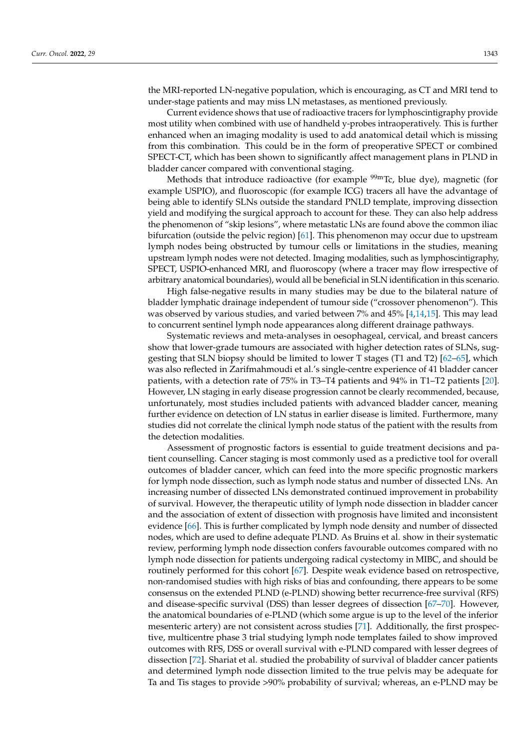the MRI-reported LN-negative population, which is encouraging, as CT and MRI tend to under-stage patients and may miss LN metastases, as mentioned previously.

Current evidence shows that use of radioactive tracers for lymphoscintigraphy provide most utility when combined with use of handheld y-probes intraoperatively. This is further enhanced when an imaging modality is used to add anatomical detail which is missing from this combination. This could be in the form of preoperative SPECT or combined SPECT-CT, which has been shown to significantly affect management plans in PLND in bladder cancer compared with conventional staging.

Methods that introduce radioactive (for example $^{99m}$Tc, blue dye), magnetic (for example USPIO), and fluoroscopic (for example ICG) tracers all have the advantage of being able to identify SLNs outside the standard PNLD template, improving dissection yield and modifying the surgical approach to account for these. They can also help address the phenomenon of "skip lesions", where metastatic LNs are found above the common iliac bifurcation (outside the pelvic region) [61]. This phenomenon may occur due to upstream lymph nodes being obstructed by tumour cells or limitations in the studies, meaning upstream lymph nodes were not detected. Imaging modalities, such as lymphoscintigraphy, SPECT, USPIO-enhanced MRI, and fluoroscopy (where a tracer may flow irrespective of arbitrary anatomical boundaries), would all be beneficial in SLN identification in this scenario.

High false-negative results in many studies may be due to the bilateral nature of bladder lymphatic drainage independent of tumour side ("crossover phenomenon"). This was observed by various studies, and varied between 7% and 45% [4,14,15]. This may lead to concurrent sentinel lymph node appearances along different drainage pathways.

Systematic reviews and meta-analyses in oesophageal, cervical, and breast cancers show that lower-grade tumours are associated with higher detection rates of SLNs, suggesting that SLN biopsy should be limited to lower T stages (T1 and T2) [62–65], which was also reflected in Zarifmahmoudi et al.'s single-centre experience of 41 bladder cancer patients, with a detection rate of 75% in T3–T4 patients and 94% in T1–T2 patients [20]. However, LN staging in early disease progression cannot be clearly recommended, because, unfortunately, most studies included patients with advanced bladder cancer, meaning further evidence on detection of LN status in earlier disease is limited. Furthermore, many studies did not correlate the clinical lymph node status of the patient with the results from the detection modalities.

Assessment of prognostic factors is essential to guide treatment decisions and patient counselling. Cancer staging is most commonly used as a predictive tool for overall outcomes of bladder cancer, which can feed into the more specific prognostic markers for lymph node dissection, such as lymph node status and number of dissected LNs. An increasing number of dissected LNs demonstrated continued improvement in probability of survival. However, the therapeutic utility of lymph node dissection in bladder cancer and the association of extent of dissection with prognosis have limited and inconsistent evidence [66]. This is further complicated by lymph node density and number of dissected nodes, which are used to define adequate PLND. As Bruins et al. show in their systematic review, performing lymph node dissection confers favourable outcomes compared with no lymph node dissection for patients undergoing radical cystectomy in MIBC, and should be routinely performed for this cohort [67]. Despite weak evidence based on retrospective, non-randomised studies with high risks of bias and confounding, there appears to be some consensus on the extended PLND (e-PLND) showing better recurrence-free survival (RFS) and disease-specific survival (DSS) than lesser degrees of dissection [67–70]. However, the anatomical boundaries of e-PLND (which some argue is up to the level of the inferior mesenteric artery) are not consistent across studies [71]. Additionally, the first prospective, multicentre phase 3 trial studying lymph node templates failed to show improved outcomes with RFS, DSS or overall survival with e-PLND compared with lesser degrees of dissection [72]. Shariat et al. studied the probability of survival of bladder cancer patients and determined lymph node dissection limited to the true pelvis may be adequate for Ta and Tis stages to provide >90% probability of survival; whereas, an e-PLND may be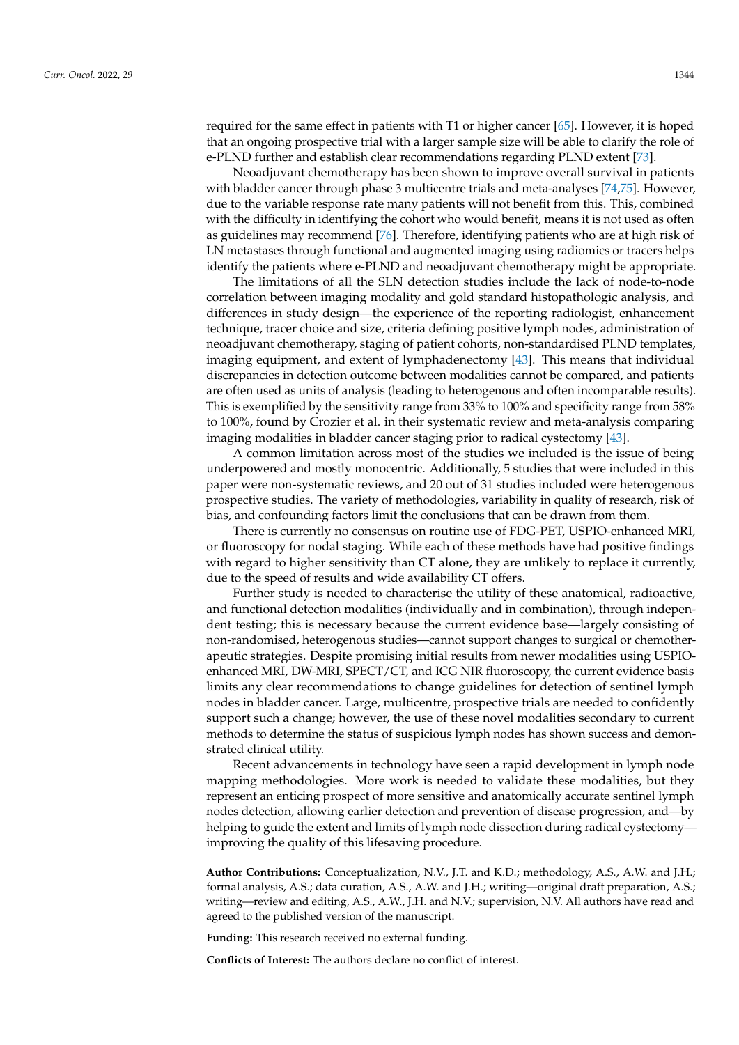required for the same effect in patients with T1 or higher cancer [65]. However, it is hoped that an ongoing prospective trial with a larger sample size will be able to clarify the role of e-PLND further and establish clear recommendations regarding PLND extent [73].

Neoadjuvant chemotherapy has been shown to improve overall survival in patients with bladder cancer through phase 3 multicentre trials and meta-analyses [74,75]. However, due to the variable response rate many patients will not benefit from this. This, combined with the difficulty in identifying the cohort who would benefit, means it is not used as often as guidelines may recommend [76]. Therefore, identifying patients who are at high risk of LN metastases through functional and augmented imaging using radiomics or tracers helps identify the patients where e-PLND and neoadjuvant chemotherapy might be appropriate.

The limitations of all the SLN detection studies include the lack of node-to-node correlation between imaging modality and gold standard histopathologic analysis, and differences in study design—the experience of the reporting radiologist, enhancement technique, tracer choice and size, criteria defining positive lymph nodes, administration of neoadjuvant chemotherapy, staging of patient cohorts, non-standardised PLND templates, imaging equipment, and extent of lymphadenectomy [43]. This means that individual discrepancies in detection outcome between modalities cannot be compared, and patients are often used as units of analysis (leading to heterogenous and often incomparable results). This is exemplified by the sensitivity range from 33% to 100% and specificity range from 58% to 100%, found by Crozier et al. in their systematic review and meta-analysis comparing imaging modalities in bladder cancer staging prior to radical cystectomy [43].

A common limitation across most of the studies we included is the issue of being underpowered and mostly monocentric. Additionally, 5 studies that were included in this paper were non-systematic reviews, and 20 out of 31 studies included were heterogenous prospective studies. The variety of methodologies, variability in quality of research, risk of bias, and confounding factors limit the conclusions that can be drawn from them.

There is currently no consensus on routine use of FDG-PET, USPIO-enhanced MRI, or fluoroscopy for nodal staging. While each of these methods have had positive findings with regard to higher sensitivity than CT alone, they are unlikely to replace it currently, due to the speed of results and wide availability CT offers.

Further study is needed to characterise the utility of these anatomical, radioactive, and functional detection modalities (individually and in combination), through independent testing; this is necessary because the current evidence base—largely consisting of non-randomised, heterogenous studies—cannot support changes to surgical or chemotherapeutic strategies. Despite promising initial results from newer modalities using USPIO-enhanced MRI, DW-MRI, SPECT/CT, and ICG NIR fluoroscopy, the current evidence basis limits any clear recommendations to change guidelines for detection of sentinel lymph nodes in bladder cancer. Large, multicentre, prospective trials are needed to confidently support such a change; however, the use of these novel modalities secondary to current methods to determine the status of suspicious lymph nodes has shown success and demonstrated clinical utility.

Recent advancements in technology have seen a rapid development in lymph node mapping methodologies. More work is needed to validate these modalities, but they represent an enticing prospect of more sensitive and anatomically accurate sentinel lymph nodes detection, allowing earlier detection and prevention of disease progression, and—by helping to guide the extent and limits of lymph node dissection during radical cystectomy—improving the quality of this lifesaving procedure.

**Author Contributions:** Conceptualization, N.V., J.T. and K.D.; methodology, A.S., A.W. and J.H.; formal analysis, A.S.; data curation, A.S., A.W. and J.H.; writing—original draft preparation, A.S.; writing—review and editing, A.S., A.W., J.H. and N.V.; supervision, N.V. All authors have read and agreed to the published version of the manuscript.

**Funding:** This research received no external funding.

**Conflicts of Interest:** The authors declare no conflict of interest.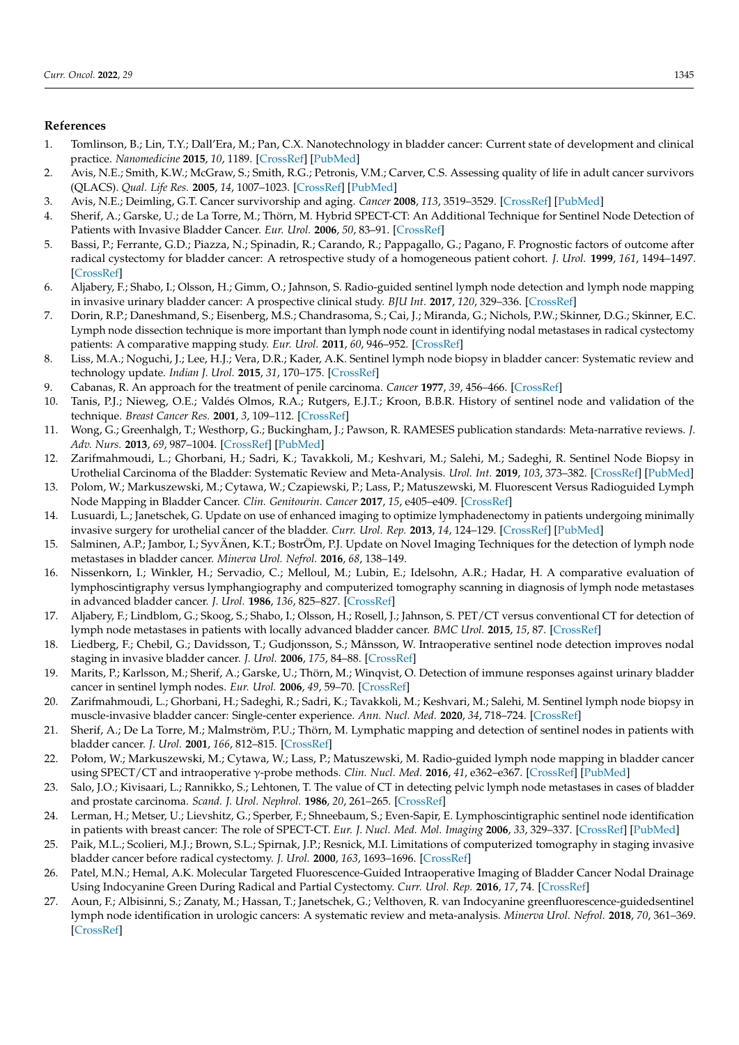## References

1. Tomlinson, B.; Lin, T.Y.; Dall'Era, M.; Pan, C.X. Nanotechnology in bladder cancer: Current state of development and clinical practice. *Nanomedicine* **2015**, *10*, 1189. [CrossRef] [PubMed]
2. Avis, N.E.; Smith, K.W.; McGraw, S.; Smith, R.G.; Petronis, V.M.; Carver, C.S. Assessing quality of life in adult cancer survivors (QLACS). *Qual. Life Res.* **2005**, *14*, 1007–1023. [CrossRef] [PubMed]
3. Avis, N.E.; Deimling, G.T. Cancer survivorship and aging. *Cancer* **2008**, *113*, 3519–3529. [CrossRef] [PubMed]
4. Sherif, A.; Garske, U.; de La Torre, M.; Thörn, M. Hybrid SPECT-CT: An Additional Technique for Sentinel Node Detection of Patients with Invasive Bladder Cancer. *Eur. Urol.* **2006**, *50*, 83–91. [CrossRef]
5. Bassi, P.; Ferrante, G.D.; Piazza, N.; Spinadin, R.; Carando, R.; Pappagallo, G.; Pagano, F. Prognostic factors of outcome after radical cystectomy for bladder cancer: A retrospective study of a homogeneous patient cohort. *J. Urol.* **1999**, *161*, 1494–1497. [CrossRef]
6. Aljabery, F.; Shabo, I.; Olsson, H.; Gimm, O.; Jahnson, S. Radio-guided sentinel lymph node detection and lymph node mapping in invasive urinary bladder cancer: A prospective clinical study. *BJU Int.* **2017**, *120*, 329–336. [CrossRef]
7. Dorin, R.P.; Daneshmand, S.; Eisenberg, M.S.; Chandrasoma, S.; Cai, J.; Miranda, G.; Nichols, P.W.; Skinner, D.G.; Skinner, E.C. Lymph node dissection technique is more important than lymph node count in identifying nodal metastases in radical cystectomy patients: A comparative mapping study. *Eur. Urol.* **2011**, *60*, 946–952. [CrossRef]
8. Liss, M.A.; Noguchi, J.; Lee, H.J.; Vera, D.R.; Kader, A.K. Sentinel lymph node biopsy in bladder cancer: Systematic review and technology update. *Indian J. Urol.* **2015**, *31*, 170–175. [CrossRef]
9. Cabanas, R. An approach for the treatment of penile carcinoma. *Cancer* **1977**, *39*, 456–466. [CrossRef]
10. Tanis, P.J.; Nieweg, O.E.; Valdés Olmos, R.A.; Rutgers, E.J.T.; Kroon, B.B.R. History of sentinel node and validation of the technique. *Breast Cancer Res.* **2001**, *3*, 109–112. [CrossRef]
11. Wong, G.; Greenhalgh, T.; Westhorp, G.; Buckingham, J.; Pawson, R. RAMESES publication standards: Meta-narrative reviews. *J. Adv. Nurs.* **2013**, *69*, 987–1004. [CrossRef] [PubMed]
12. Zarifmahmoudi, L.; Ghorbani, H.; Sadri, K.; Tavakkoli, M.; Keshvari, M.; Salehi, M.; Sadeghi, R. Sentinel Node Biopsy in Urothelial Carcinoma of the Bladder: Systematic Review and Meta-Analysis. *Urol. Int.* **2019**, *103*, 373–382. [CrossRef] [PubMed]
13. Polom, W.; Markuszewski, M.; Cytawa, W.; Czapiewski, P.; Lass, P.; Matuszewski, M. Fluorescent Versus Radioguided Lymph Node Mapping in Bladder Cancer. *Clin. Genitourin. Cancer* **2017**, *15*, e405–e409. [CrossRef]
14. Lusuardi, L.; Janetschek, G. Update on use of enhanced imaging to optimize lymphadenectomy in patients undergoing minimally invasive surgery for urothelial cancer of the bladder. *Curr. Urol. Rep.* **2013**, *14*, 124–129. [CrossRef] [PubMed]
15. Salminen, A.P.; Jambor, I.; SyvÄnen, K.T.; BostrÖm, P.J. Update on Novel Imaging Techniques for the detection of lymph node metastases in bladder cancer. *Minerva Urol. Nefrol.* **2016**, *68*, 138–149.
16. Nissenkorn, I.; Winkler, H.; Servadio, C.; Melloul, M.; Lubin, E.; Idelsohn, A.R.; Hadar, H. A comparative evaluation of lymphoscintigraphy versus lymphangiography and computerized tomography scanning in diagnosis of lymph node metastases in advanced bladder cancer. *J. Urol.* **1986**, *136*, 825–827. [CrossRef]
17. Aljabery, F.; Lindblom, G.; Skoog, S.; Shabo, I.; Olsson, H.; Rosell, J.; Jahnson, S. PET/CT versus conventional CT for detection of lymph node metastases in patients with locally advanced bladder cancer. *BMC Urol.* **2015**, *15*, 87. [CrossRef]
18. Liedberg, F.; Chebil, G.; Davidsson, T.; Gudjonsson, S.; Månsson, W. Intraoperative sentinel node detection improves nodal staging in invasive bladder cancer. *J. Urol.* **2006**, *175*, 84–88. [CrossRef]
19. Marits, P.; Karlsson, M.; Sherif, A.; Garske, U.; Thörn, M.; Winqvist, O. Detection of immune responses against urinary bladder cancer in sentinel lymph nodes. *Eur. Urol.* **2006**, *49*, 59–70. [CrossRef]
20. Zarifmahmoudi, L.; Ghorbani, H.; Sadeghi, R.; Sadri, K.; Tavakkoli, M.; Keshvari, M.; Salehi, M. Sentinel lymph node biopsy in muscle-invasive bladder cancer: Single-center experience. *Ann. Nucl. Med.* **2020**, *34*, 718–724. [CrossRef]
21. Sherif, A.; De La Torre, M.; Malmström, P.U.; Thörn, M. Lymphatic mapping and detection of sentinel nodes in patients with bladder cancer. *J. Urol.* **2001**, *166*, 812–815. [CrossRef]
22. Połom, W.; Markuszewski, M.; Cytawa, W.; Lass, P.; Matuszewski, M. Radio-guided lymph node mapping in bladder cancer using SPECT/CT and intraoperative γ-probe methods. *Clin. Nucl. Med.* **2016**, *41*, e362–e367. [CrossRef] [PubMed]
23. Salo, J.O.; Kivisaari, L.; Rannikko, S.; Lehtonen, T. The value of CT in detecting pelvic lymph node metastases in cases of bladder and prostate carcinoma. *Scand. J. Urol. Nephrol.* **1986**, *20*, 261–265. [CrossRef]
24. Lerman, H.; Metser, U.; Lievshitz, G.; Sperber, F.; Shneebaum, S.; Even-Sapir, E. Lymphoscintigraphic sentinel node identification in patients with breast cancer: The role of SPECT-CT. *Eur. J. Nucl. Med. Mol. Imaging* **2006**, *33*, 329–337. [CrossRef] [PubMed]
25. Paik, M.L.; Scolieri, M.J.; Brown, S.L.; Spirnak, J.P.; Resnick, M.I. Limitations of computerized tomography in staging invasive bladder cancer before radical cystectomy. *J. Urol.* **2000**, *163*, 1693–1696. [CrossRef]
26. Patel, M.N.; Hemal, A.K. Molecular Targeted Fluorescence-Guided Intraoperative Imaging of Bladder Cancer Nodal Drainage Using Indocyanine Green During Radical and Partial Cystectomy. *Curr. Urol. Rep.* **2016**, *17*, 74. [CrossRef]
27. Aoun, F.; Albisinni, S.; Zanaty, M.; Hassan, T.; Janetschek, G.; Velthoven, R. van Indocyanine greenfluorescence-guidedsentinel lymph node identification in urologic cancers: A systematic review and meta-analysis. *Minerva Urol. Nefrol.* **2018**, *70*, 361–369. [CrossRef]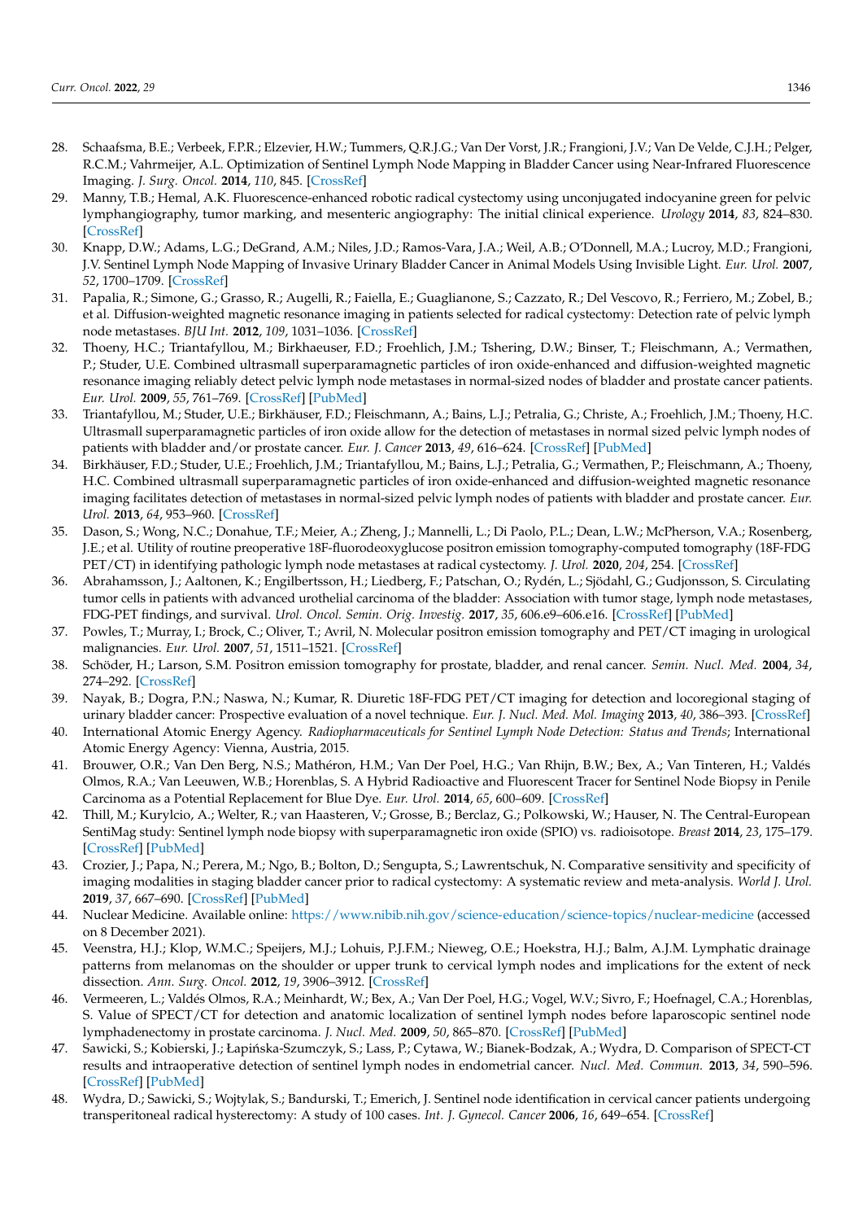28. Schaafsma, B.E.; Verbeek, F.P.R.; Elzevier, H.W.; Tummers, Q.R.J.G.; Van Der Vorst, J.R.; Frangioni, J.V.; Van De Velde, C.J.H.; Pelger, R.C.M.; Vahrmeijer, A.L. Optimization of Sentinel Lymph Node Mapping in Bladder Cancer using Near-Infrared Fluorescence Imaging. *J. Surg. Oncol.* **2014**, *110*, 845. [CrossRef]
29. Manny, T.B.; Hemal, A.K. Fluorescence-enhanced robotic radical cystectomy using unconjugated indocyanine green for pelvic lymphangiography, tumor marking, and mesenteric angiography: The initial clinical experience. *Urology* **2014**, *83*, 824–830. [CrossRef]
30. Knapp, D.W.; Adams, L.G.; DeGrand, A.M.; Niles, J.D.; Ramos-Vara, J.A.; Weil, A.B.; O'Donnell, M.A.; Lucroy, M.D.; Frangioni, J.V. Sentinel Lymph Node Mapping of Invasive Urinary Bladder Cancer in Animal Models Using Invisible Light. *Eur. Urol.* **2007**, *52*, 1700–1709. [CrossRef]
31. Papalia, R.; Simone, G.; Grasso, R.; Augelli, R.; Faiella, E.; Guaglianone, S.; Cazzato, R.; Del Vescovo, R.; Ferriero, M.; Zobel, B.; et al. Diffusion-weighted magnetic resonance imaging in patients selected for radical cystectomy: Detection rate of pelvic lymph node metastases. *BJU Int.* **2012**, *109*, 1031–1036. [CrossRef]
32. Thoeny, H.C.; Triantafyllou, M.; Birkhaeuser, F.D.; Froehlich, J.M.; Tshering, D.W.; Binser, T.; Fleischmann, A.; Vermathen, P.; Studer, U.E. Combined ultrasmall superparamagnetic particles of iron oxide-enhanced and diffusion-weighted magnetic resonance imaging reliably detect pelvic lymph node metastases in normal-sized nodes of bladder and prostate cancer patients. *Eur. Urol.* **2009**, *55*, 761–769. [CrossRef] [PubMed]
33. Triantafyllou, M.; Studer, U.E.; Birkhäuser, F.D.; Fleischmann, A.; Bains, L.J.; Petralia, G.; Christe, A.; Froehlich, J.M.; Thoeny, H.C. Ultrasmall superparamagnetic particles of iron oxide allow for the detection of metastases in normal sized pelvic lymph nodes of patients with bladder and/or prostate cancer. *Eur. J. Cancer* **2013**, *49*, 616–624. [CrossRef] [PubMed]
34. Birkhäuser, F.D.; Studer, U.E.; Froehlich, J.M.; Triantafyllou, M.; Bains, L.J.; Petralia, G.; Vermathen, P.; Fleischmann, A.; Thoeny, H.C. Combined ultrasmall superparamagnetic particles of iron oxide-enhanced and diffusion-weighted magnetic resonance imaging facilitates detection of metastases in normal-sized pelvic lymph nodes of patients with bladder and prostate cancer. *Eur. Urol.* **2013**, *64*, 953–960. [CrossRef]
35. Dason, S.; Wong, N.C.; Donahue, T.F.; Meier, A.; Zheng, J.; Mannelli, L.; Di Paolo, P.L.; Dean, L.W.; McPherson, V.A.; Rosenberg, J.E.; et al. Utility of routine preoperative 18F-fluorodeoxyglucose positron emission tomography-computed tomography (18F-FDG PET/CT) in identifying pathologic lymph node metastases at radical cystectomy. *J. Urol.* **2020**, *204*, 254. [CrossRef]
36. Abrahamsson, J.; Aaltonen, K.; Engilbertsson, H.; Liedberg, F.; Patschan, O.; Rydén, L.; Sjödahl, G.; Gudjonsson, S. Circulating tumor cells in patients with advanced urothelial carcinoma of the bladder: Association with tumor stage, lymph node metastases, FDG-PET findings, and survival. *Urol. Oncol. Semin. Orig. Investig.* **2017**, *35*, 606.e9–606.e16. [CrossRef] [PubMed]
37. Powles, T.; Murray, I.; Brock, C.; Oliver, T.; Avril, N. Molecular positron emission tomography and PET/CT imaging in urological malignancies. *Eur. Urol.* **2007**, *51*, 1511–1521. [CrossRef]
38. Schöder, H.; Larson, S.M. Positron emission tomography for prostate, bladder, and renal cancer. *Semin. Nucl. Med.* **2004**, *34*, 274–292. [CrossRef]
39. Nayak, B.; Dogra, P.N.; Naswa, N.; Kumar, R. Diuretic 18F-FDG PET/CT imaging for detection and locoregional staging of urinary bladder cancer: Prospective evaluation of a novel technique. *Eur. J. Nucl. Med. Mol. Imaging* **2013**, *40*, 386–393. [CrossRef]
40. International Atomic Energy Agency. *Radiopharmaceuticals for Sentinel Lymph Node Detection: Status and Trends*; International Atomic Energy Agency: Vienna, Austria, 2015.
41. Brouwer, O.R.; Van Den Berg, N.S.; Mathéron, H.M.; Van Der Poel, H.G.; Van Rhijn, B.W.; Bex, A.; Van Tinteren, H.; Valdés Olmos, R.A.; Van Leeuwen, W.B.; Horenblas, S. A Hybrid Radioactive and Fluorescent Tracer for Sentinel Node Biopsy in Penile Carcinoma as a Potential Replacement for Blue Dye. *Eur. Urol.* **2014**, *65*, 600–609. [CrossRef]
42. Thill, M.; Kurylcio, A.; Welter, R.; van Haasteren, V.; Grosse, B.; Berclaz, G.; Polkowski, W.; Hauser, N. The Central-European SentiMag study: Sentinel lymph node biopsy with superparamagnetic iron oxide (SPIO) vs. radioisotope. *Breast* **2014**, *23*, 175–179. [CrossRef] [PubMed]
43. Crozier, J.; Papa, N.; Perera, M.; Ngo, B.; Bolton, D.; Sengupta, S.; Lawrentschuk, N. Comparative sensitivity and specificity of imaging modalities in staging bladder cancer prior to radical cystectomy: A systematic review and meta-analysis. *World J. Urol.* **2019**, *37*, 667–690. [CrossRef] [PubMed]
44. Nuclear Medicine. Available online: https://www.nibib.nih.gov/science-education/science-topics/nuclear-medicine (accessed on 8 December 2021).
45. Veenstra, H.J.; Klop, W.M.C.; Speijers, M.J.; Lohuis, P.J.F.M.; Nieweg, O.E.; Hoekstra, H.J.; Balm, A.J.M. Lymphatic drainage patterns from melanomas on the shoulder or upper trunk to cervical lymph nodes and implications for the extent of neck dissection. *Ann. Surg. Oncol.* **2012**, *19*, 3906–3912. [CrossRef]
46. Vermeeren, L.; Valdés Olmos, R.A.; Meinhardt, W.; Bex, A.; Van Der Poel, H.G.; Vogel, W.V.; Sivro, F.; Hoefnagel, C.A.; Horenblas, S. Value of SPECT/CT for detection and anatomic localization of sentinel lymph nodes before laparoscopic sentinel node lymphadenectomy in prostate carcinoma. *J. Nucl. Med.* **2009**, *50*, 865–870. [CrossRef] [PubMed]
47. Sawicki, S.; Kobierski, J.; Łapińska-Szumczyk, S.; Lass, P.; Cytawa, W.; Bianek-Bodzak, A.; Wydra, D. Comparison of SPECT-CT results and intraoperative detection of sentinel lymph nodes in endometrial cancer. *Nucl. Med. Commun.* **2013**, *34*, 590–596. [CrossRef] [PubMed]
48. Wydra, D.; Sawicki, S.; Wojtylak, S.; Bandurski, T.; Emerich, J. Sentinel node identification in cervical cancer patients undergoing transperitoneal radical hysterectomy: A study of 100 cases. *Int. J. Gynecol. Cancer* **2006**, *16*, 649–654. [CrossRef]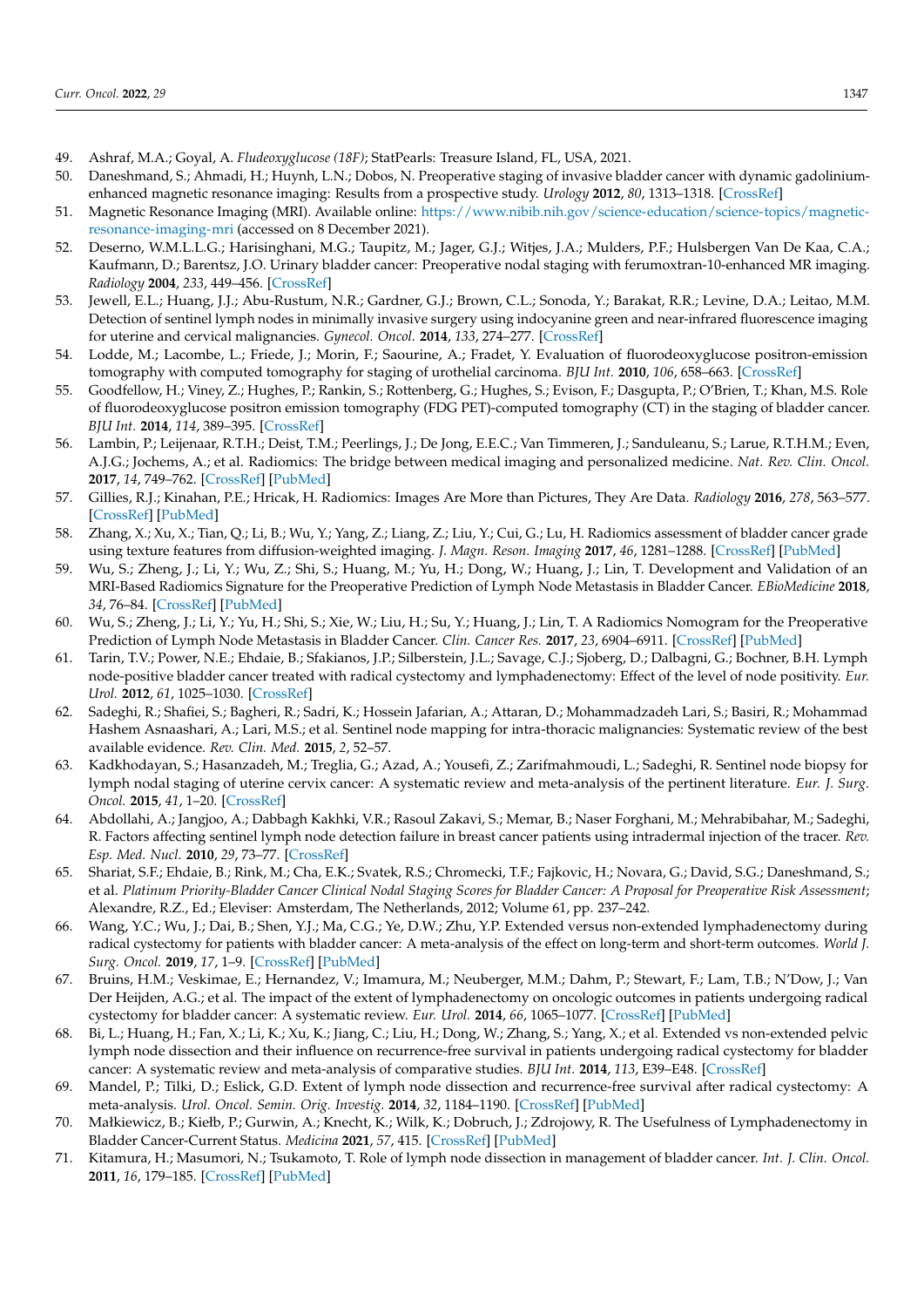49. Ashraf, M.A.; Goyal, A. *Fludeoxyglucose (18F)*; StatPearls: Treasure Island, FL, USA, 2021.
50. Daneshmand, S.; Ahmadi, H.; Huynh, L.N.; Dobos, N. Preoperative staging of invasive bladder cancer with dynamic gadolinium-enhanced magnetic resonance imaging: Results from a prospective study. *Urology* **2012**, *80*, 1313–1318. [CrossRef]
51. Magnetic Resonance Imaging (MRI). Available online: https://www.nibib.nih.gov/science-education/science-topics/magnetic-resonance-imaging-mri (accessed on 8 December 2021).
52. Deserno, W.M.L.L.G.; Harisinghani, M.G.; Taupitz, M.; Jager, G.J.; Witjes, J.A.; Mulders, P.F.; Hulsbergen Van De Kaa, C.A.; Kaufmann, D.; Barentsz, J.O. Urinary bladder cancer: Preoperative nodal staging with ferumoxtran-10-enhanced MR imaging. *Radiology* **2004**, *233*, 449–456. [CrossRef]
53. Jewell, E.L.; Huang, J.J.; Abu-Rustum, N.R.; Gardner, G.J.; Brown, C.L.; Sonoda, Y.; Barakat, R.R.; Levine, D.A.; Leitao, M.M. Detection of sentinel lymph nodes in minimally invasive surgery using indocyanine green and near-infrared fluorescence imaging for uterine and cervical malignancies. *Gynecol. Oncol.* **2014**, *133*, 274–277. [CrossRef]
54. Lodde, M.; Lacombe, L.; Friede, J.; Morin, F.; Saourine, A.; Fradet, Y. Evaluation of fluorodeoxyglucose positron-emission tomography with computed tomography for staging of urothelial carcinoma. *BJU Int.* **2010**, *106*, 658–663. [CrossRef]
55. Goodfellow, H.; Viney, Z.; Hughes, P.; Rankin, S.; Rottenberg, G.; Hughes, S.; Evison, F.; Dasgupta, P.; O'Brien, T.; Khan, M.S. Role of fluorodeoxyglucose positron emission tomography (FDG PET)-computed tomography (CT) in the staging of bladder cancer. *BJU Int.* **2014**, *114*, 389–395. [CrossRef]
56. Lambin, P.; Leijenaar, R.T.H.; Deist, T.M.; Peerlings, J.; De Jong, E.E.C.; Van Timmeren, J.; Sanduleanu, S.; Larue, R.T.H.M.; Even, A.J.G.; Jochems, A.; et al. Radiomics: The bridge between medical imaging and personalized medicine. *Nat. Rev. Clin. Oncol.* **2017**, *14*, 749–762. [CrossRef] [PubMed]
57. Gillies, R.J.; Kinahan, P.E.; Hricak, H. Radiomics: Images Are More than Pictures, They Are Data. *Radiology* **2016**, *278*, 563–577. [CrossRef] [PubMed]
58. Zhang, X.; Xu, X.; Tian, Q.; Li, B.; Wu, Y.; Yang, Z.; Liang, Z.; Liu, Y.; Cui, G.; Lu, H. Radiomics assessment of bladder cancer grade using texture features from diffusion-weighted imaging. *J. Magn. Reson. Imaging* **2017**, *46*, 1281–1288. [CrossRef] [PubMed]
59. Wu, S.; Zheng, J.; Li, Y.; Wu, Z.; Shi, S.; Huang, M.; Yu, H.; Dong, W.; Huang, J.; Lin, T. Development and Validation of an MRI-Based Radiomics Signature for the Preoperative Prediction of Lymph Node Metastasis in Bladder Cancer. *EBioMedicine* **2018**, *34*, 76–84. [CrossRef] [PubMed]
60. Wu, S.; Zheng, J.; Li, Y.; Yu, H.; Shi, S.; Xie, W.; Liu, H.; Su, Y.; Huang, J.; Lin, T. A Radiomics Nomogram for the Preoperative Prediction of Lymph Node Metastasis in Bladder Cancer. *Clin. Cancer Res.* **2017**, *23*, 6904–6911. [CrossRef] [PubMed]
61. Tarin, T.V.; Power, N.E.; Ehdaie, B.; Sfakianos, J.P.; Silberstein, J.L.; Savage, C.J.; Sjoberg, D.; Dalbagni, G.; Bochner, B.H. Lymph node-positive bladder cancer treated with radical cystectomy and lymphadenectomy: Effect of the level of node positivity. *Eur. Urol.* **2012**, *61*, 1025–1030. [CrossRef]
62. Sadeghi, R.; Shafiei, S.; Bagheri, R.; Sadri, K.; Hossein Jafarian, A.; Attaran, D.; Mohammadzadeh Lari, S.; Basiri, R.; Mohammad Hashem Asnaashari, A.; Lari, M.S.; et al. Sentinel node mapping for intra-thoracic malignancies: Systematic review of the best available evidence. *Rev. Clin. Med.* **2015**, *2*, 52–57.
63. Kadkhodayan, S.; Hasanzadeh, M.; Treglia, G.; Azad, A.; Yousefi, Z.; Zarifmahmoudi, L.; Sadeghi, R. Sentinel node biopsy for lymph nodal staging of uterine cervix cancer: A systematic review and meta-analysis of the pertinent literature. *Eur. J. Surg. Oncol.* **2015**, *41*, 1–20. [CrossRef]
64. Abdollahi, A.; Jangjoo, A.; Dabbagh Kakhki, V.R.; Rasoul Zakavi, S.; Memar, B.; Naser Forghani, M.; Mehrabibahar, M.; Sadeghi, R. Factors affecting sentinel lymph node detection failure in breast cancer patients using intradermal injection of the tracer. *Rev. Esp. Med. Nucl.* **2010**, *29*, 73–77. [CrossRef]
65. Shariat, S.F.; Ehdaie, B.; Rink, M.; Cha, E.K.; Svatek, R.S.; Chromecki, T.F.; Fajkovic, H.; Novara, G.; David, S.G.; Daneshmand, S.; et al. *Platinum Priority-Bladder Cancer Clinical Nodal Staging Scores for Bladder Cancer: A Proposal for Preoperative Risk Assessment*; Alexandre, R.Z., Ed.; Eleviser: Amsterdam, The Netherlands, 2012; Volume 61, pp. 237–242.
66. Wang, Y.C.; Wu, J.; Dai, B.; Shen, Y.J.; Ma, C.G.; Ye, D.W.; Zhu, Y.P. Extended versus non-extended lymphadenectomy during radical cystectomy for patients with bladder cancer: A meta-analysis of the effect on long-term and short-term outcomes. *World J. Surg. Oncol.* **2019**, *17*, 1–9. [CrossRef] [PubMed]
67. Bruins, H.M.; Veskimae, E.; Hernandez, V.; Imamura, M.; Neuberger, M.M.; Dahm, P.; Stewart, F.; Lam, T.B.; N'Dow, J.; Van Der Heijden, A.G.; et al. The impact of the extent of lymphadenectomy on oncologic outcomes in patients undergoing radical cystectomy for bladder cancer: A systematic review. *Eur. Urol.* **2014**, *66*, 1065–1077. [CrossRef] [PubMed]
68. Bi, L.; Huang, H.; Fan, X.; Li, K.; Xu, K.; Jiang, C.; Liu, H.; Dong, W.; Zhang, S.; Yang, X.; et al. Extended vs non-extended pelvic lymph node dissection and their influence on recurrence-free survival in patients undergoing radical cystectomy for bladder cancer: A systematic review and meta-analysis of comparative studies. *BJU Int.* **2014**, *113*, E39–E48. [CrossRef]
69. Mandel, P.; Tilki, D.; Eslick, G.D. Extent of lymph node dissection and recurrence-free survival after radical cystectomy: A meta-analysis. *Urol. Oncol. Semin. Orig. Investig.* **2014**, *32*, 1184–1190. [CrossRef] [PubMed]
70. Małkiewicz, B.; Kiełb, P.; Gurwin, A.; Knecht, K.; Wilk, K.; Dobruch, J.; Zdrojowy, R. The Usefulness of Lymphadenectomy in Bladder Cancer-Current Status. *Medicina* **2021**, *57*, 415. [CrossRef] [PubMed]
71. Kitamura, H.; Masumori, N.; Tsukamoto, T. Role of lymph node dissection in management of bladder cancer. *Int. J. Clin. Oncol.* **2011**, *16*, 179–185. [CrossRef] [PubMed]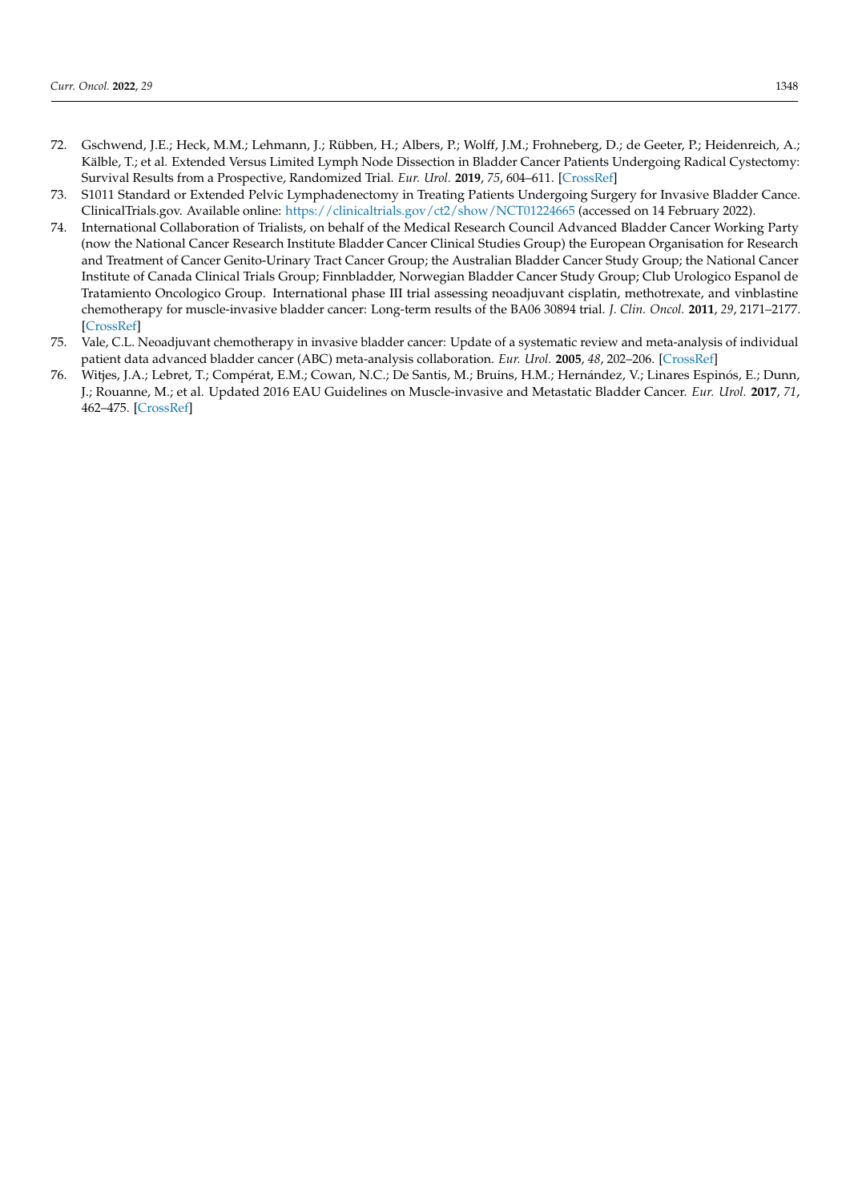72. Gschwend, J.E.; Heck, M.M.; Lehmann, J.; Rübben, H.; Albers, P.; Wolff, J.M.; Frohneberg, D.; de Geeter, P.; Heidenreich, A.; Kälble, T.; et al. Extended Versus Limited Lymph Node Dissection in Bladder Cancer Patients Undergoing Radical Cystectomy: Survival Results from a Prospective, Randomized Trial. *Eur. Urol.* **2019**, *75*, 604–611. [CrossRef]
73. S1011 Standard or Extended Pelvic Lymphadenectomy in Treating Patients Undergoing Surgery for Invasive Bladder Cance. ClinicalTrials.gov. Available online: https://clinicaltrials.gov/ct2/show/NCT01224665 (accessed on 14 February 2022).
74. International Collaboration of Trialists, on behalf of the Medical Research Council Advanced Bladder Cancer Working Party (now the National Cancer Research Institute Bladder Cancer Clinical Studies Group) the European Organisation for Research and Treatment of Cancer Genito-Urinary Tract Cancer Group; the Australian Bladder Cancer Study Group; the National Cancer Institute of Canada Clinical Trials Group; Finnbladder, Norwegian Bladder Cancer Study Group; Club Urologico Espanol de Tratamiento Oncologico Group. International phase III trial assessing neoadjuvant cisplatin, methotrexate, and vinblastine chemotherapy for muscle-invasive bladder cancer: Long-term results of the BA06 30894 trial. *J. Clin. Oncol.* **2011**, *29*, 2171–2177. [CrossRef]
75. Vale, C.L. Neoadjuvant chemotherapy in invasive bladder cancer: Update of a systematic review and meta-analysis of individual patient data advanced bladder cancer (ABC) meta-analysis collaboration. *Eur. Urol.* **2005**, *48*, 202–206. [CrossRef]
76. Witjes, J.A.; Lebret, T.; Compérat, E.M.; Cowan, N.C.; De Santis, M.; Bruins, H.M.; Hernández, V.; Linares Espinós, E.; Dunn, J.; Rouanne, M.; et al. Updated 2016 EAU Guidelines on Muscle-invasive and Metastatic Bladder Cancer. *Eur. Urol.* **2017**, *71*, 462–475. [CrossRef]